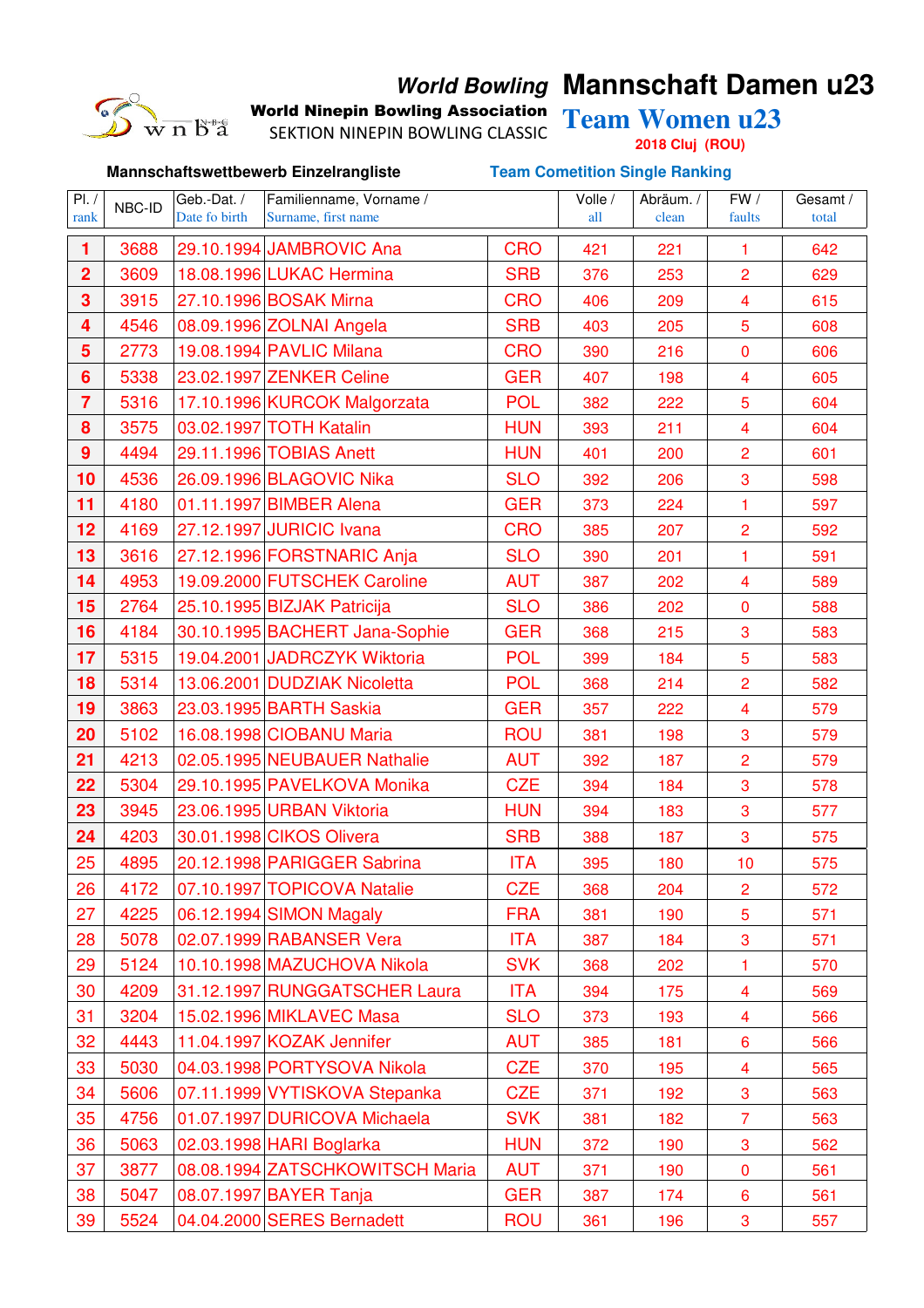World Bowling

World Ninepin Bowling Association

SEKTION NINEPIN BOWLING CLASSIC

# Mannschaft Damen u23

# Team Women u23

**2018 Cluj (ROU)**

**Mannschaftswettbewerb Einzelrangliste** — **Team Cometition Single Ranking**

| Pl. / rank | NBC-ID | Geb.-Dat. / Date fo birth | Familienname, Vorname / Surname, first name | | Volle / all | Abräum. / clean | FW / faults | Gesamt / total |
|---|---|---|---|---|---|---|---|---|
| 1 | 3688 | 29.10.1994 | JAMBROVIC Ana | CRO | 421 | 221 | 1 | 642 |
| 2 | 3609 | 18.08.1996 | LUKAC Hermina | SRB | 376 | 253 | 2 | 629 |
| 3 | 3915 | 27.10.1996 | BOSAK Mirna | CRO | 406 | 209 | 4 | 615 |
| 4 | 4546 | 08.09.1996 | ZOLNAI Angela | SRB | 403 | 205 | 5 | 608 |
| 5 | 2773 | 19.08.1994 | PAVLIC Milana | CRO | 390 | 216 | 0 | 606 |
| 6 | 5338 | 23.02.1997 | ZENKER Celine | GER | 407 | 198 | 4 | 605 |
| 7 | 5316 | 17.10.1996 | KURCOK Malgorzata | POL | 382 | 222 | 5 | 604 |
| 8 | 3575 | 03.02.1997 | TOTH Katalin | HUN | 393 | 211 | 4 | 604 |
| 9 | 4494 | 29.11.1996 | TOBIAS Anett | HUN | 401 | 200 | 2 | 601 |
| 10 | 4536 | 26.09.1996 | BLAGOVIC Nika | SLO | 392 | 206 | 3 | 598 |
| 11 | 4180 | 01.11.1997 | BIMBER Alena | GER | 373 | 224 | 1 | 597 |
| 12 | 4169 | 27.12.1997 | JURICIC Ivana | CRO | 385 | 207 | 2 | 592 |
| 13 | 3616 | 27.12.1996 | FORSTNARIC Anja | SLO | 390 | 201 | 1 | 591 |
| 14 | 4953 | 19.09.2000 | FUTSCHEK Caroline | AUT | 387 | 202 | 4 | 589 |
| 15 | 2764 | 25.10.1995 | BIZJAK Patricija | SLO | 386 | 202 | 0 | 588 |
| 16 | 4184 | 30.10.1995 | BACHERT Jana-Sophie | GER | 368 | 215 | 3 | 583 |
| 17 | 5315 | 19.04.2001 | JADRCZYK Wiktoria | POL | 399 | 184 | 5 | 583 |
| 18 | 5314 | 13.06.2001 | DUDZIAK Nicoletta | POL | 368 | 214 | 2 | 582 |
| 19 | 3863 | 23.03.1995 | BARTH Saskia | GER | 357 | 222 | 4 | 579 |
| 20 | 5102 | 16.08.1998 | CIOBANU Maria | ROU | 381 | 198 | 3 | 579 |
| 21 | 4213 | 02.05.1995 | NEUBAUER Nathalie | AUT | 392 | 187 | 2 | 579 |
| 22 | 5304 | 29.10.1995 | PAVELKOVA Monika | CZE | 394 | 184 | 3 | 578 |
| 23 | 3945 | 23.06.1995 | URBAN Viktoria | HUN | 394 | 183 | 3 | 577 |
| 24 | 4203 | 30.01.1998 | CIKOS Olivera | SRB | 388 | 187 | 3 | 575 |
| 25 | 4895 | 20.12.1998 | PARIGGER Sabrina | ITA | 395 | 180 | 10 | 575 |
| 26 | 4172 | 07.10.1997 | TOPICOVA Natalie | CZE | 368 | 204 | 2 | 572 |
| 27 | 4225 | 06.12.1994 | SIMON Magaly | FRA | 381 | 190 | 5 | 571 |
| 28 | 5078 | 02.07.1999 | RABANSER Vera | ITA | 387 | 184 | 3 | 571 |
| 29 | 5124 | 10.10.1998 | MAZUCHOVA Nikola | SVK | 368 | 202 | 1 | 570 |
| 30 | 4209 | 31.12.1997 | RUNGGATSCHER Laura | ITA | 394 | 175 | 4 | 569 |
| 31 | 3204 | 15.02.1996 | MIKLAVEC Masa | SLO | 373 | 193 | 4 | 566 |
| 32 | 4443 | 11.04.1997 | KOZAK Jennifer | AUT | 385 | 181 | 6 | 566 |
| 33 | 5030 | 04.03.1998 | PORTYSOVA Nikola | CZE | 370 | 195 | 4 | 565 |
| 34 | 5606 | 07.11.1999 | VYTISKOVA Stepanka | CZE | 371 | 192 | 3 | 563 |
| 35 | 4756 | 01.07.1997 | DURICOVA Michaela | SVK | 381 | 182 | 7 | 563 |
| 36 | 5063 | 02.03.1998 | HARI Boglarka | HUN | 372 | 190 | 3 | 562 |
| 37 | 3877 | 08.08.1994 | ZATSCHKOWITSCH Maria | AUT | 371 | 190 | 0 | 561 |
| 38 | 5047 | 08.07.1997 | BAYER Tanja | GER | 387 | 174 | 6 | 561 |
| 39 | 5524 | 04.04.2000 | SERES Bernadett | ROU | 361 | 196 | 3 | 557 |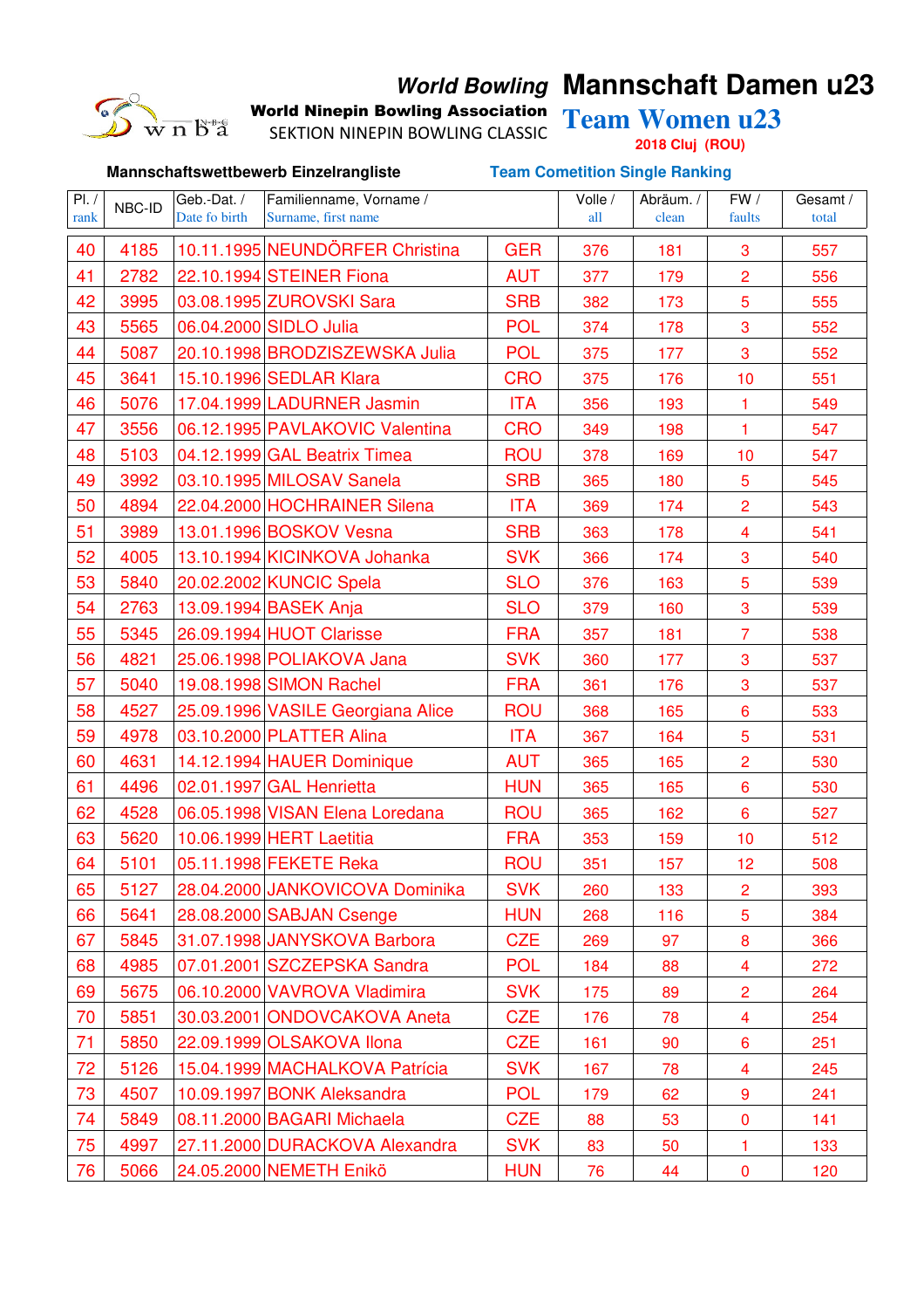World Bowling **Mannschaft Damen u23**

**World Ninepin Bowling Association**
SEKTION NINEPIN BOWLING CLASSIC

**Team Women u23**

**2018 Cluj (ROU)**

**Mannschaftswettbewerb Einzelrangliste** **Team Cometition Single Ranking**

| Pl. / rank | NBC-ID | Geb.-Dat. / Date fo birth | Familienname, Vorname / Surname, first name | | Volle / all | Abräum. / clean | FW / faults | Gesamt / total |
|---|---|---|---|---|---|---|---|---|
| 40 | 4185 | 10.11.1995 | NEUNDÖRFER Christina | GER | 376 | 181 | 3 | 557 |
| 41 | 2782 | 22.10.1994 | STEINER Fiona | AUT | 377 | 179 | 2 | 556 |
| 42 | 3995 | 03.08.1995 | ZUROVSKI Sara | SRB | 382 | 173 | 5 | 555 |
| 43 | 5565 | 06.04.2000 | SIDLO Julia | POL | 374 | 178 | 3 | 552 |
| 44 | 5087 | 20.10.1998 | BRODZISZEWSKA Julia | POL | 375 | 177 | 3 | 552 |
| 45 | 3641 | 15.10.1996 | SEDLAR Klara | CRO | 375 | 176 | 10 | 551 |
| 46 | 5076 | 17.04.1999 | LADURNER Jasmin | ITA | 356 | 193 | 1 | 549 |
| 47 | 3556 | 06.12.1995 | PAVLAKOVIC Valentina | CRO | 349 | 198 | 1 | 547 |
| 48 | 5103 | 04.12.1999 | GAL Beatrix Timea | ROU | 378 | 169 | 10 | 547 |
| 49 | 3992 | 03.10.1995 | MILOSAV Sanela | SRB | 365 | 180 | 5 | 545 |
| 50 | 4894 | 22.04.2000 | HOCHRAINER Silena | ITA | 369 | 174 | 2 | 543 |
| 51 | 3989 | 13.01.1996 | BOSKOV Vesna | SRB | 363 | 178 | 4 | 541 |
| 52 | 4005 | 13.10.1994 | KICINKOVA Johanka | SVK | 366 | 174 | 3 | 540 |
| 53 | 5840 | 20.02.2002 | KUNCIC Spela | SLO | 376 | 163 | 5 | 539 |
| 54 | 2763 | 13.09.1994 | BASEK Anja | SLO | 379 | 160 | 3 | 539 |
| 55 | 5345 | 26.09.1994 | HUOT Clarisse | FRA | 357 | 181 | 7 | 538 |
| 56 | 4821 | 25.06.1998 | POLIAKOVA Jana | SVK | 360 | 177 | 3 | 537 |
| 57 | 5040 | 19.08.1998 | SIMON Rachel | FRA | 361 | 176 | 3 | 537 |
| 58 | 4527 | 25.09.1996 | VASILE Georgiana Alice | ROU | 368 | 165 | 6 | 533 |
| 59 | 4978 | 03.10.2000 | PLATTER Alina | ITA | 367 | 164 | 5 | 531 |
| 60 | 4631 | 14.12.1994 | HAUER Dominique | AUT | 365 | 165 | 2 | 530 |
| 61 | 4496 | 02.01.1997 | GAL Henrietta | HUN | 365 | 165 | 6 | 530 |
| 62 | 4528 | 06.05.1998 | VISAN Elena Loredana | ROU | 365 | 162 | 6 | 527 |
| 63 | 5620 | 10.06.1999 | HERT Laetitia | FRA | 353 | 159 | 10 | 512 |
| 64 | 5101 | 05.11.1998 | FEKETE Reka | ROU | 351 | 157 | 12 | 508 |
| 65 | 5127 | 28.04.2000 | JANKOVICOVA Dominika | SVK | 260 | 133 | 2 | 393 |
| 66 | 5641 | 28.08.2000 | SABJAN Csenge | HUN | 268 | 116 | 5 | 384 |
| 67 | 5845 | 31.07.1998 | JANYSKOVA Barbora | CZE | 269 | 97 | 8 | 366 |
| 68 | 4985 | 07.01.2001 | SZCZEPSKA Sandra | POL | 184 | 88 | 4 | 272 |
| 69 | 5675 | 06.10.2000 | VAVROVA Vladimira | SVK | 175 | 89 | 2 | 264 |
| 70 | 5851 | 30.03.2001 | ONDOVCAKOVA Aneta | CZE | 176 | 78 | 4 | 254 |
| 71 | 5850 | 22.09.1999 | OLSAKOVA Ilona | CZE | 161 | 90 | 6 | 251 |
| 72 | 5126 | 15.04.1999 | MACHALKOVA Patrícia | SVK | 167 | 78 | 4 | 245 |
| 73 | 4507 | 10.09.1997 | BONK Aleksandra | POL | 179 | 62 | 9 | 241 |
| 74 | 5849 | 08.11.2000 | BAGARI Michaela | CZE | 88 | 53 | 0 | 141 |
| 75 | 4997 | 27.11.2000 | DURACKOVA Alexandra | SVK | 83 | 50 | 1 | 133 |
| 76 | 5066 | 24.05.2000 | NEMETH Enikö | HUN | 76 | 44 | 0 | 120 |